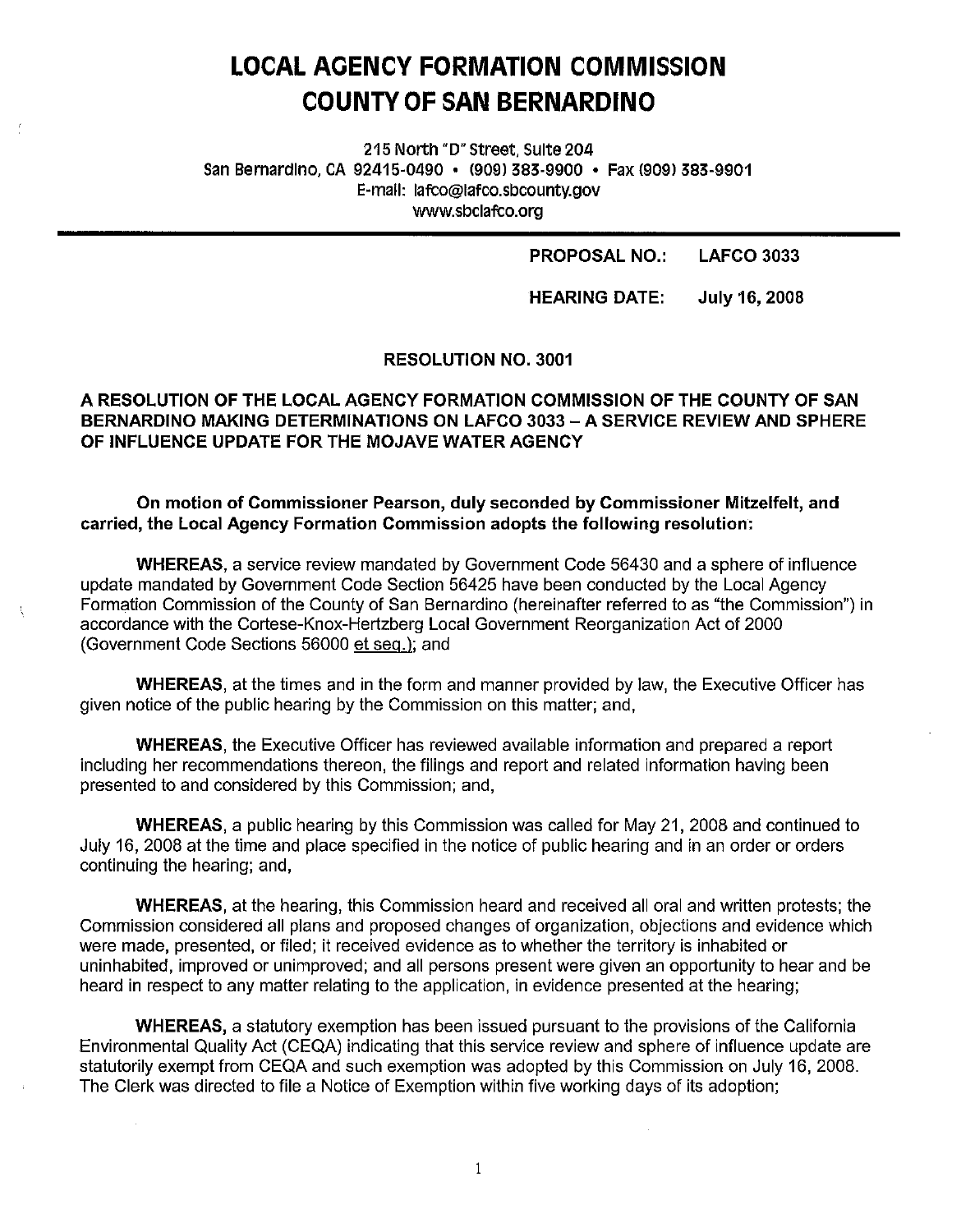# LOCAL AGENCY FORMATION COMMISSION
# COUNTY OF SAN BERNARDINO

215 North "D" Street, Suite 204
San Bernardino, CA 92415-0490 • (909) 383-9900 • Fax (909) 383-9901
E-mail: lafco@lafco.sbcounty.gov
www.sbclafco.org

**PROPOSAL NO.: LAFCO 3033**

**HEARING DATE: July 16, 2008**

**RESOLUTION NO. 3001**

**A RESOLUTION OF THE LOCAL AGENCY FORMATION COMMISSION OF THE COUNTY OF SAN BERNARDINO MAKING DETERMINATIONS ON LAFCO 3033 – A SERVICE REVIEW AND SPHERE OF INFLUENCE UPDATE FOR THE MOJAVE WATER AGENCY**

**On motion of Commissioner Pearson, duly seconded by Commissioner Mitzelfelt, and carried, the Local Agency Formation Commission adopts the following resolution:**

**WHEREAS**, a service review mandated by Government Code 56430 and a sphere of influence update mandated by Government Code Section 56425 have been conducted by the Local Agency Formation Commission of the County of San Bernardino (hereinafter referred to as "the Commission") in accordance with the Cortese-Knox-Hertzberg Local Government Reorganization Act of 2000 (Government Code Sections 56000 et seq.); and

**WHEREAS**, at the times and in the form and manner provided by law, the Executive Officer has given notice of the public hearing by the Commission on this matter; and,

**WHEREAS**, the Executive Officer has reviewed available information and prepared a report including her recommendations thereon, the filings and report and related information having been presented to and considered by this Commission; and,

**WHEREAS**, a public hearing by this Commission was called for May 21, 2008 and continued to July 16, 2008 at the time and place specified in the notice of public hearing and in an order or orders continuing the hearing; and,

**WHEREAS**, at the hearing, this Commission heard and received all oral and written protests; the Commission considered all plans and proposed changes of organization, objections and evidence which were made, presented, or filed; it received evidence as to whether the territory is inhabited or uninhabited, improved or unimproved; and all persons present were given an opportunity to hear and be heard in respect to any matter relating to the application, in evidence presented at the hearing;

**WHEREAS,** a statutory exemption has been issued pursuant to the provisions of the California Environmental Quality Act (CEQA) indicating that this service review and sphere of influence update are statutorily exempt from CEQA and such exemption was adopted by this Commission on July 16, 2008. The Clerk was directed to file a Notice of Exemption within five working days of its adoption;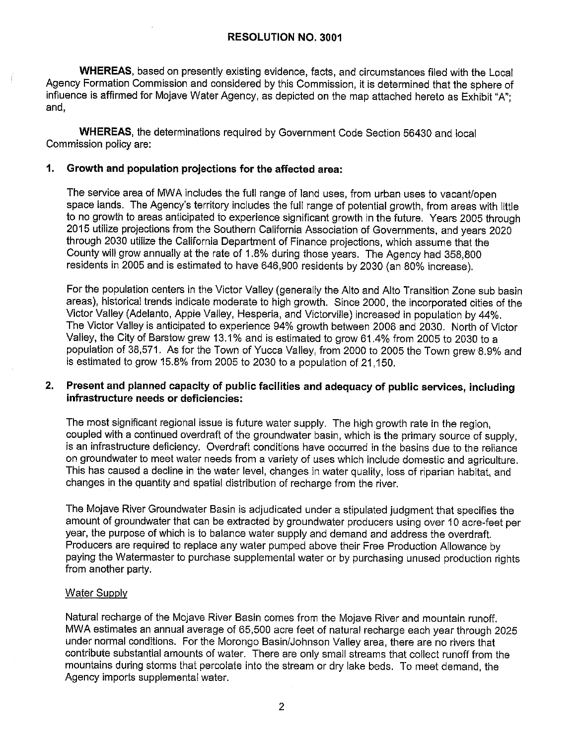# RESOLUTION NO. 3001

**WHEREAS**, based on presently existing evidence, facts, and circumstances filed with the Local Agency Formation Commission and considered by this Commission, it is determined that the sphere of influence is affirmed for Mojave Water Agency, as depicted on the map attached hereto as Exhibit "A"; and,

**WHEREAS**, the determinations required by Government Code Section 56430 and local Commission policy are:

**1. Growth and population projections for the affected area:**

The service area of MWA includes the full range of land uses, from urban uses to vacant/open space lands. The Agency's territory includes the full range of potential growth, from areas with little to no growth to areas anticipated to experience significant growth in the future. Years 2005 through 2015 utilize projections from the Southern California Association of Governments, and years 2020 through 2030 utilize the California Department of Finance projections, which assume that the County will grow annually at the rate of 1.8% during those years. The Agency had 358,800 residents in 2005 and is estimated to have 646,900 residents by 2030 (an 80% increase).

For the population centers in the Victor Valley (generally the Alto and Alto Transition Zone sub basin areas), historical trends indicate moderate to high growth. Since 2000, the incorporated cities of the Victor Valley (Adelanto, Apple Valley, Hesperia, and Victorville) increased in population by 44%. The Victor Valley is anticipated to experience 94% growth between 2006 and 2030. North of Victor Valley, the City of Barstow grew 13.1% and is estimated to grow 61.4% from 2005 to 2030 to a population of 38,571. As for the Town of Yucca Valley, from 2000 to 2005 the Town grew 8.9% and is estimated to grow 15.8% from 2005 to 2030 to a population of 21,150.

**2. Present and planned capacity of public facilities and adequacy of public services, including infrastructure needs or deficiencies:**

The most significant regional issue is future water supply. The high growth rate in the region, coupled with a continued overdraft of the groundwater basin, which is the primary source of supply, is an infrastructure deficiency. Overdraft conditions have occurred in the basins due to the reliance on groundwater to meet water needs from a variety of uses which include domestic and agriculture. This has caused a decline in the water level, changes in water quality, loss of riparian habitat, and changes in the quantity and spatial distribution of recharge from the river.

The Mojave River Groundwater Basin is adjudicated under a stipulated judgment that specifies the amount of groundwater that can be extracted by groundwater producers using over 10 acre-feet per year, the purpose of which is to balance water supply and demand and address the overdraft. Producers are required to replace any water pumped above their Free Production Allowance by paying the Watermaster to purchase supplemental water or by purchasing unused production rights from another party.

Water Supply

Natural recharge of the Mojave River Basin comes from the Mojave River and mountain runoff. MWA estimates an annual average of 65,500 acre feet of natural recharge each year through 2025 under normal conditions. For the Morongo Basin/Johnson Valley area, there are no rivers that contribute substantial amounts of water. There are only small streams that collect runoff from the mountains during storms that percolate into the stream or dry lake beds. To meet demand, the Agency imports supplemental water.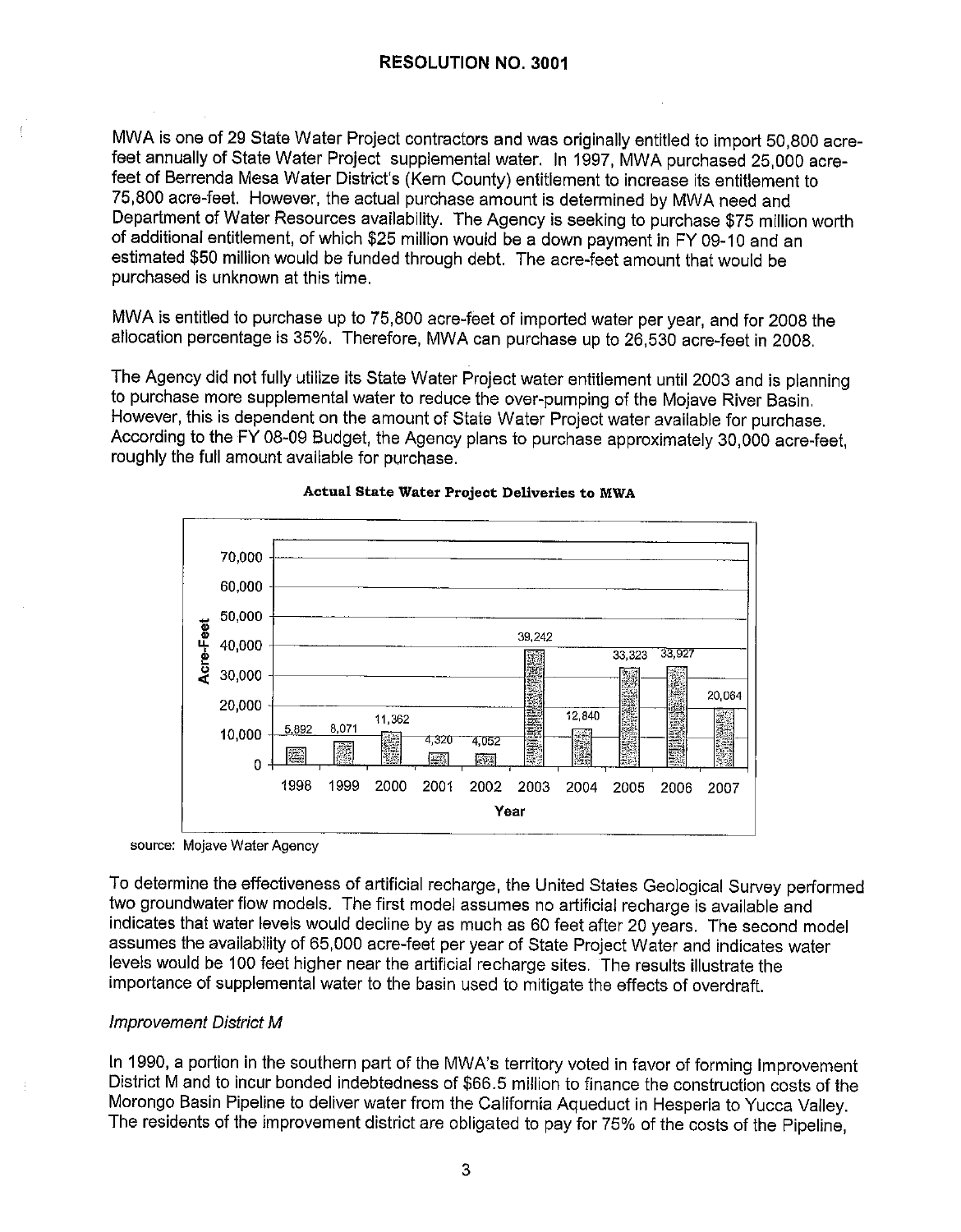MWA is one of 29 State Water Project contractors and was originally entitled to import 50,800 acre-feet annually of State Water Project supplemental water. In 1997, MWA purchased 25,000 acre-feet of Berrenda Mesa Water District's (Kern County) entitlement to increase its entitlement to 75,800 acre-feet. However, the actual purchase amount is determined by MWA need and Department of Water Resources availability. The Agency is seeking to purchase $75 million worth of additional entitlement, of which $25 million would be a down payment in FY 09-10 and an estimated $50 million would be funded through debt. The acre-feet amount that would be purchased is unknown at this time.

MWA is entitled to purchase up to 75,800 acre-feet of imported water per year, and for 2008 the allocation percentage is 35%. Therefore, MWA can purchase up to 26,530 acre-feet in 2008.

The Agency did not fully utilize its State Water Project water entitlement until 2003 and is planning to purchase more supplemental water to reduce the over-pumping of the Mojave River Basin. However, this is dependent on the amount of State Water Project water available for purchase. According to the FY 08-09 Budget, the Agency plans to purchase approximately 30,000 acre-feet, roughly the full amount available for purchase.

**Actual State Water Project Deliveries to MWA**

| Year | Acre-Feet |
|---|---|
| 1998 | 5,892 |
| 1999 | 8,071 |
| 2000 | 11,362 |
| 2001 | 4,320 |
| 2002 | 4,052 |
| 2003 | 39,242 |
| 2004 | 12,840 |
| 2005 | 33,323 |
| 2006 | 33,927 |
| 2007 | 20,064 |

source: Mojave Water Agency

To determine the effectiveness of artificial recharge, the United States Geological Survey performed two groundwater flow models. The first model assumes no artificial recharge is available and indicates that water levels would decline by as much as 60 feet after 20 years. The second model assumes the availability of 65,000 acre-feet per year of State Project Water and indicates water levels would be 100 feet higher near the artificial recharge sites. The results illustrate the importance of supplemental water to the basin used to mitigate the effects of overdraft.

*Improvement District M*

In 1990, a portion in the southern part of the MWA's territory voted in favor of forming Improvement District M and to incur bonded indebtedness of $66.5 million to finance the construction costs of the Morongo Basin Pipeline to deliver water from the California Aqueduct in Hesperia to Yucca Valley. The residents of the improvement district are obligated to pay for 75% of the costs of the Pipeline,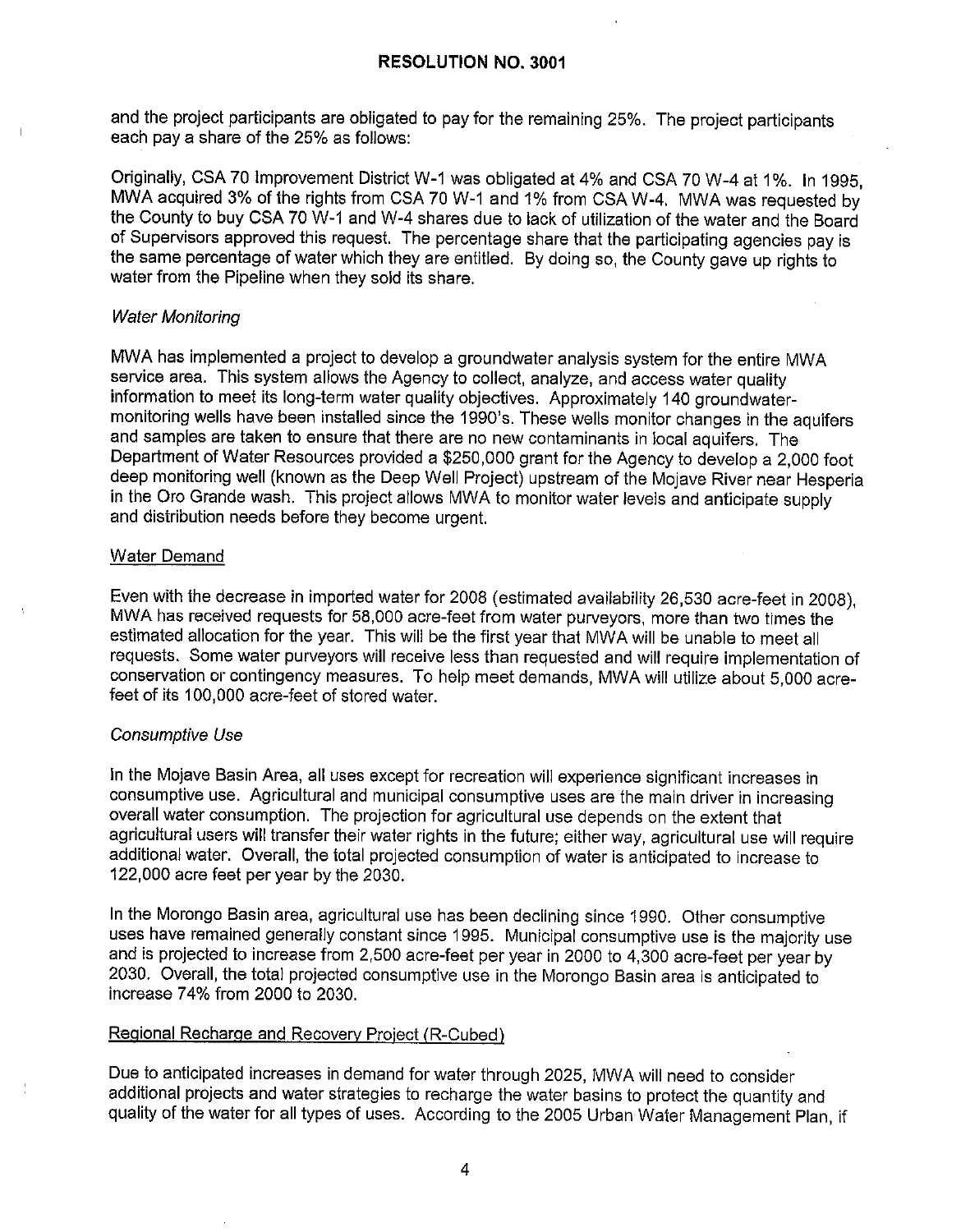and the project participants are obligated to pay for the remaining 25%. The project participants each pay a share of the 25% as follows:

Originally, CSA 70 Improvement District W-1 was obligated at 4% and CSA 70 W-4 at 1%. In 1995, MWA acquired 3% of the rights from CSA 70 W-1 and 1% from CSA W-4. MWA was requested by the County to buy CSA 70 W-1 and W-4 shares due to lack of utilization of the water and the Board of Supervisors approved this request. The percentage share that the participating agencies pay is the same percentage of water which they are entitled. By doing so, the County gave up rights to water from the Pipeline when they sold its share.

*Water Monitoring*

MWA has implemented a project to develop a groundwater analysis system for the entire MWA service area. This system allows the Agency to collect, analyze, and access water quality information to meet its long-term water quality objectives. Approximately 140 groundwater-monitoring wells have been installed since the 1990's. These wells monitor changes in the aquifers and samples are taken to ensure that there are no new contaminants in local aquifers. The Department of Water Resources provided a $250,000 grant for the Agency to develop a 2,000 foot deep monitoring well (known as the Deep Well Project) upstream of the Mojave River near Hesperia in the Oro Grande wash. This project allows MWA to monitor water levels and anticipate supply and distribution needs before they become urgent.

Water Demand

Even with the decrease in imported water for 2008 (estimated availability 26,530 acre-feet in 2008), MWA has received requests for 58,000 acre-feet from water purveyors, more than two times the estimated allocation for the year. This will be the first year that MWA will be unable to meet all requests. Some water purveyors will receive less than requested and will require implementation of conservation or contingency measures. To help meet demands, MWA will utilize about 5,000 acre-feet of its 100,000 acre-feet of stored water.

*Consumptive Use*

In the Mojave Basin Area, all uses except for recreation will experience significant increases in consumptive use. Agricultural and municipal consumptive uses are the main driver in increasing overall water consumption. The projection for agricultural use depends on the extent that agricultural users will transfer their water rights in the future; either way, agricultural use will require additional water. Overall, the total projected consumption of water is anticipated to increase to 122,000 acre feet per year by the 2030.

In the Morongo Basin area, agricultural use has been declining since 1990. Other consumptive uses have remained generally constant since 1995. Municipal consumptive use is the majority use and is projected to increase from 2,500 acre-feet per year in 2000 to 4,300 acre-feet per year by 2030. Overall, the total projected consumptive use in the Morongo Basin area is anticipated to increase 74% from 2000 to 2030.

Regional Recharge and Recovery Project (R-Cubed)

Due to anticipated increases in demand for water through 2025, MWA will need to consider additional projects and water strategies to recharge the water basins to protect the quantity and quality of the water for all types of uses. According to the 2005 Urban Water Management Plan, if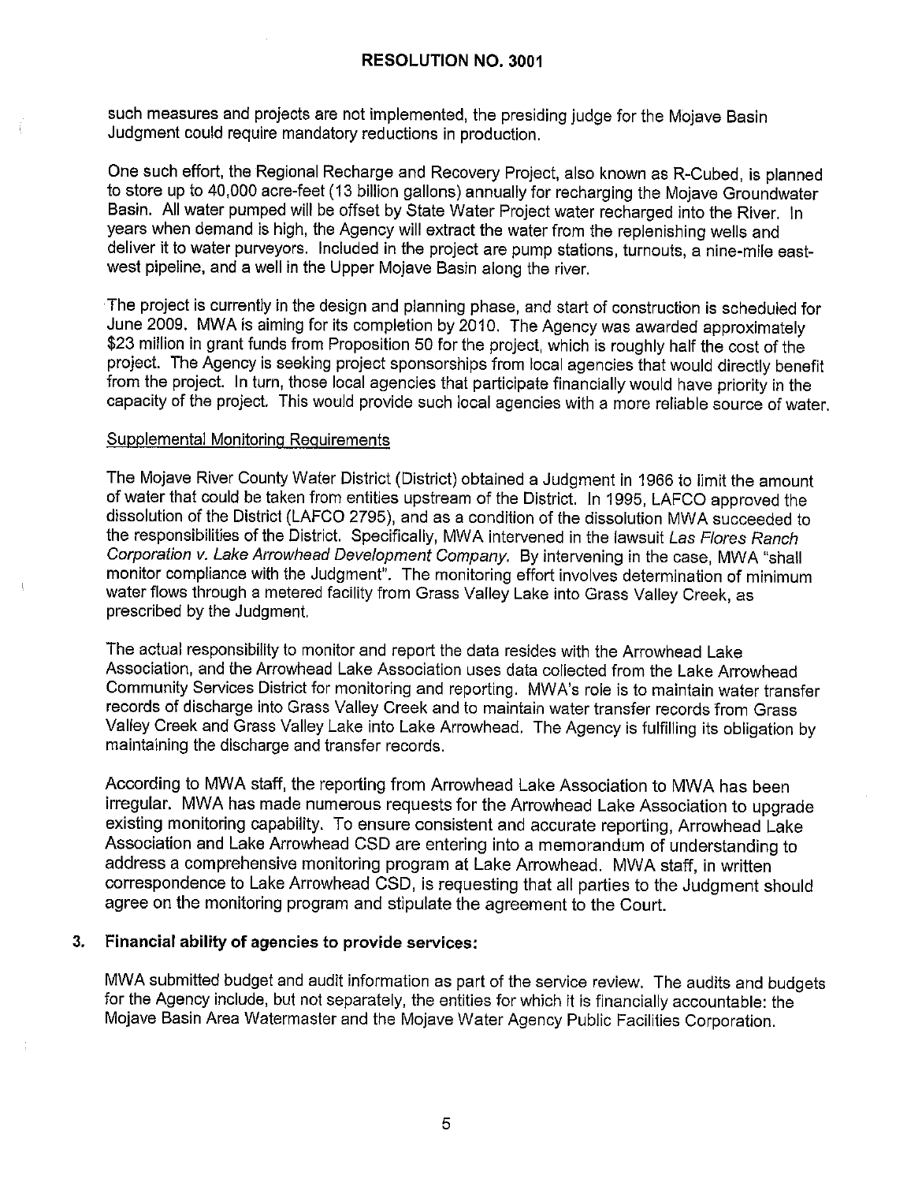such measures and projects are not implemented, the presiding judge for the Mojave Basin Judgment could require mandatory reductions in production.

One such effort, the Regional Recharge and Recovery Project, also known as R-Cubed, is planned to store up to 40,000 acre-feet (13 billion gallons) annually for recharging the Mojave Groundwater Basin. All water pumped will be offset by State Water Project water recharged into the River. In years when demand is high, the Agency will extract the water from the replenishing wells and deliver it to water purveyors. Included in the project are pump stations, turnouts, a nine-mile east-west pipeline, and a well in the Upper Mojave Basin along the river.

The project is currently in the design and planning phase, and start of construction is scheduled for June 2009. MWA is aiming for its completion by 2010. The Agency was awarded approximately $23 million in grant funds from Proposition 50 for the project, which is roughly half the cost of the project. The Agency is seeking project sponsorships from local agencies that would directly benefit from the project. In turn, those local agencies that participate financially would have priority in the capacity of the project. This would provide such local agencies with a more reliable source of water.

<u>Supplemental Monitoring Requirements</u>

The Mojave River County Water District (District) obtained a Judgment in 1966 to limit the amount of water that could be taken from entities upstream of the District. In 1995, LAFCO approved the dissolution of the District (LAFCO 2795), and as a condition of the dissolution MWA succeeded to the responsibilities of the District. Specifically, MWA intervened in the lawsuit *Las Flores Ranch Corporation v. Lake Arrowhead Development Company*. By intervening in the case, MWA "shall monitor compliance with the Judgment". The monitoring effort involves determination of minimum water flows through a metered facility from Grass Valley Lake into Grass Valley Creek, as prescribed by the Judgment.

The actual responsibility to monitor and report the data resides with the Arrowhead Lake Association, and the Arrowhead Lake Association uses data collected from the Lake Arrowhead Community Services District for monitoring and reporting. MWA's role is to maintain water transfer records of discharge into Grass Valley Creek and to maintain water transfer records from Grass Valley Creek and Grass Valley Lake into Lake Arrowhead. The Agency is fulfilling its obligation by maintaining the discharge and transfer records.

According to MWA staff, the reporting from Arrowhead Lake Association to MWA has been irregular. MWA has made numerous requests for the Arrowhead Lake Association to upgrade existing monitoring capability. To ensure consistent and accurate reporting, Arrowhead Lake Association and Lake Arrowhead CSD are entering into a memorandum of understanding to address a comprehensive monitoring program at Lake Arrowhead. MWA staff, in written correspondence to Lake Arrowhead CSD, is requesting that all parties to the Judgment should agree on the monitoring program and stipulate the agreement to the Court.

## 3. Financial ability of agencies to provide services:

MWA submitted budget and audit information as part of the service review. The audits and budgets for the Agency include, but not separately, the entities for which it is financially accountable: the Mojave Basin Area Watermaster and the Mojave Water Agency Public Facilities Corporation.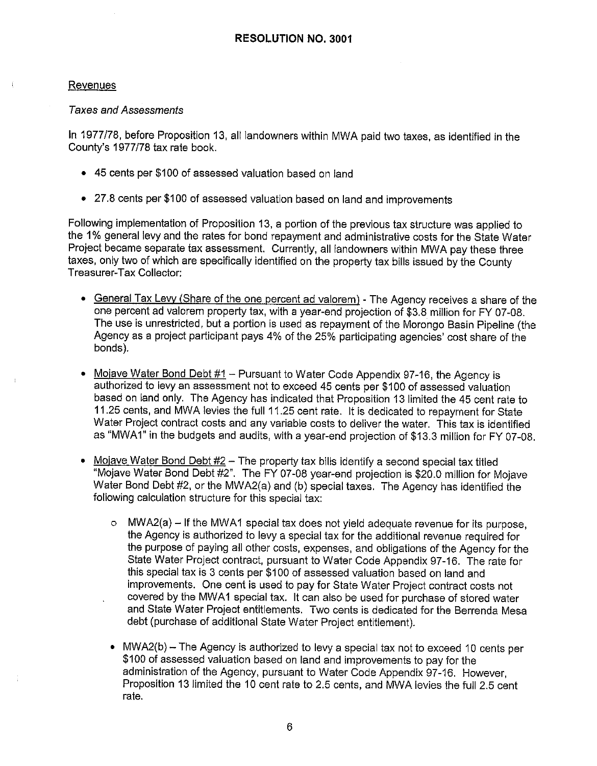## RESOLUTION NO. 3001

Revenues

*Taxes and Assessments*

In 1977/78, before Proposition 13, all landowners within MWA paid two taxes, as identified in the County's 1977/78 tax rate book.

- 45 cents per $100 of assessed valuation based on land
- 27.8 cents per $100 of assessed valuation based on land and improvements

Following implementation of Proposition 13, a portion of the previous tax structure was applied to the 1% general levy and the rates for bond repayment and administrative costs for the State Water Project became separate tax assessment. Currently, all landowners within MWA pay these three taxes, only two of which are specifically identified on the property tax bills issued by the County Treasurer-Tax Collector:

- General Tax Levy (Share of the one percent ad valorem) - The Agency receives a share of the one percent ad valorem property tax, with a year-end projection of $3.8 million for FY 07-08. The use is unrestricted, but a portion is used as repayment of the Morongo Basin Pipeline (the Agency as a project participant pays 4% of the 25% participating agencies' cost share of the bonds).
- Mojave Water Bond Debt #1 – Pursuant to Water Code Appendix 97-16, the Agency is authorized to levy an assessment not to exceed 45 cents per $100 of assessed valuation based on land only. The Agency has indicated that Proposition 13 limited the 45 cent rate to 11.25 cents, and MWA levies the full 11.25 cent rate. It is dedicated to repayment for State Water Project contract costs and any variable costs to deliver the water. This tax is identified as "MWA1" in the budgets and audits, with a year-end projection of $13.3 million for FY 07-08.
- Mojave Water Bond Debt #2 – The property tax bills identify a second special tax titled "Mojave Water Bond Debt #2". The FY 07-08 year-end projection is $20.0 million for Mojave Water Bond Debt #2, or the MWA2(a) and (b) special taxes. The Agency has identified the following calculation structure for this special tax:
    - MWA2(a) – If the MWA1 special tax does not yield adequate revenue for its purpose, the Agency is authorized to levy a special tax for the additional revenue required for the purpose of paying all other costs, expenses, and obligations of the Agency for the State Water Project contract, pursuant to Water Code Appendix 97-16. The rate for this special tax is 3 cents per $100 of assessed valuation based on land and improvements. One cent is used to pay for State Water Project contract costs not covered by the MWA1 special tax. It can also be used for purchase of stored water and State Water Project entitlements. Two cents is dedicated for the Berrenda Mesa debt (purchase of additional State Water Project entitlement).
    - MWA2(b) – The Agency is authorized to levy a special tax not to exceed 10 cents per $100 of assessed valuation based on land and improvements to pay for the administration of the Agency, pursuant to Water Code Appendix 97-16. However, Proposition 13 limited the 10 cent rate to 2.5 cents, and MWA levies the full 2.5 cent rate.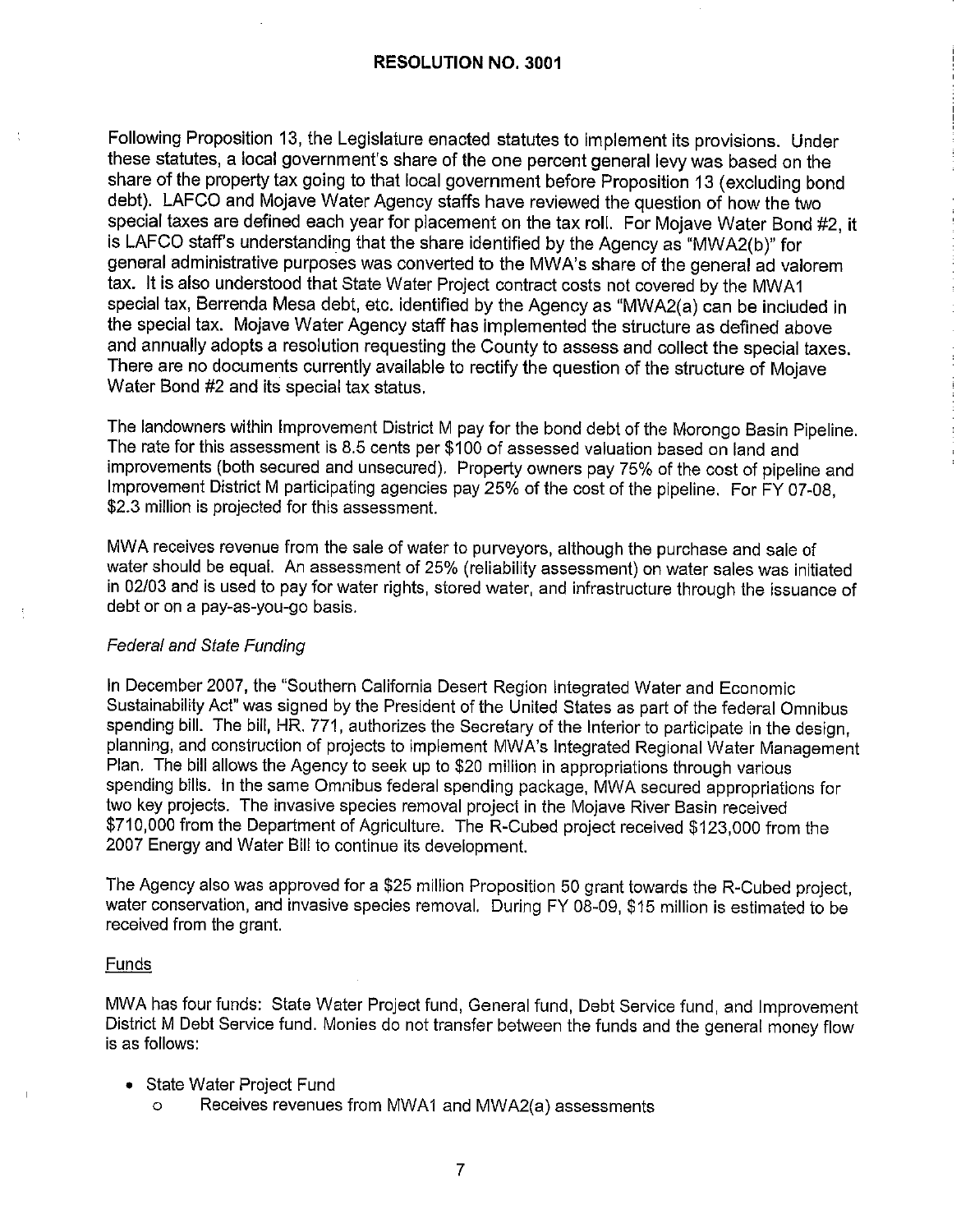## RESOLUTION NO. 3001

Following Proposition 13, the Legislature enacted statutes to implement its provisions. Under these statutes, a local government's share of the one percent general levy was based on the share of the property tax going to that local government before Proposition 13 (excluding bond debt). LAFCO and Mojave Water Agency staffs have reviewed the question of how the two special taxes are defined each year for placement on the tax roll. For Mojave Water Bond #2, it is LAFCO staff's understanding that the share identified by the Agency as "MWA2(b)" for general administrative purposes was converted to the MWA's share of the general ad valorem tax. It is also understood that State Water Project contract costs not covered by the MWA1 special tax, Berrenda Mesa debt, etc. identified by the Agency as "MWA2(a) can be included in the special tax. Mojave Water Agency staff has implemented the structure as defined above and annually adopts a resolution requesting the County to assess and collect the special taxes. There are no documents currently available to rectify the question of the structure of Mojave Water Bond #2 and its special tax status.

The landowners within Improvement District M pay for the bond debt of the Morongo Basin Pipeline. The rate for this assessment is 8.5 cents per $100 of assessed valuation based on land and improvements (both secured and unsecured). Property owners pay 75% of the cost of pipeline and Improvement District M participating agencies pay 25% of the cost of the pipeline. For FY 07-08, $2.3 million is projected for this assessment.

MWA receives revenue from the sale of water to purveyors, although the purchase and sale of water should be equal. An assessment of 25% (reliability assessment) on water sales was initiated in 02/03 and is used to pay for water rights, stored water, and infrastructure through the issuance of debt or on a pay-as-you-go basis.

*Federal and State Funding*

In December 2007, the "Southern California Desert Region Integrated Water and Economic Sustainability Act" was signed by the President of the United States as part of the federal Omnibus spending bill. The bill, HR. 771, authorizes the Secretary of the Interior to participate in the design, planning, and construction of projects to implement MWA's Integrated Regional Water Management Plan. The bill allows the Agency to seek up to $20 million in appropriations through various spending bills. In the same Omnibus federal spending package, MWA secured appropriations for two key projects. The invasive species removal project in the Mojave River Basin received $710,000 from the Department of Agriculture. The R-Cubed project received $123,000 from the 2007 Energy and Water Bill to continue its development.

The Agency also was approved for a $25 million Proposition 50 grant towards the R-Cubed project, water conservation, and invasive species removal. During FY 08-09, $15 million is estimated to be received from the grant.

<u>Funds</u>

MWA has four funds: State Water Project fund, General fund, Debt Service fund, and Improvement District M Debt Service fund. Monies do not transfer between the funds and the general money flow is as follows:

- State Water Project Fund
    - Receives revenues from MWA1 and MWA2(a) assessments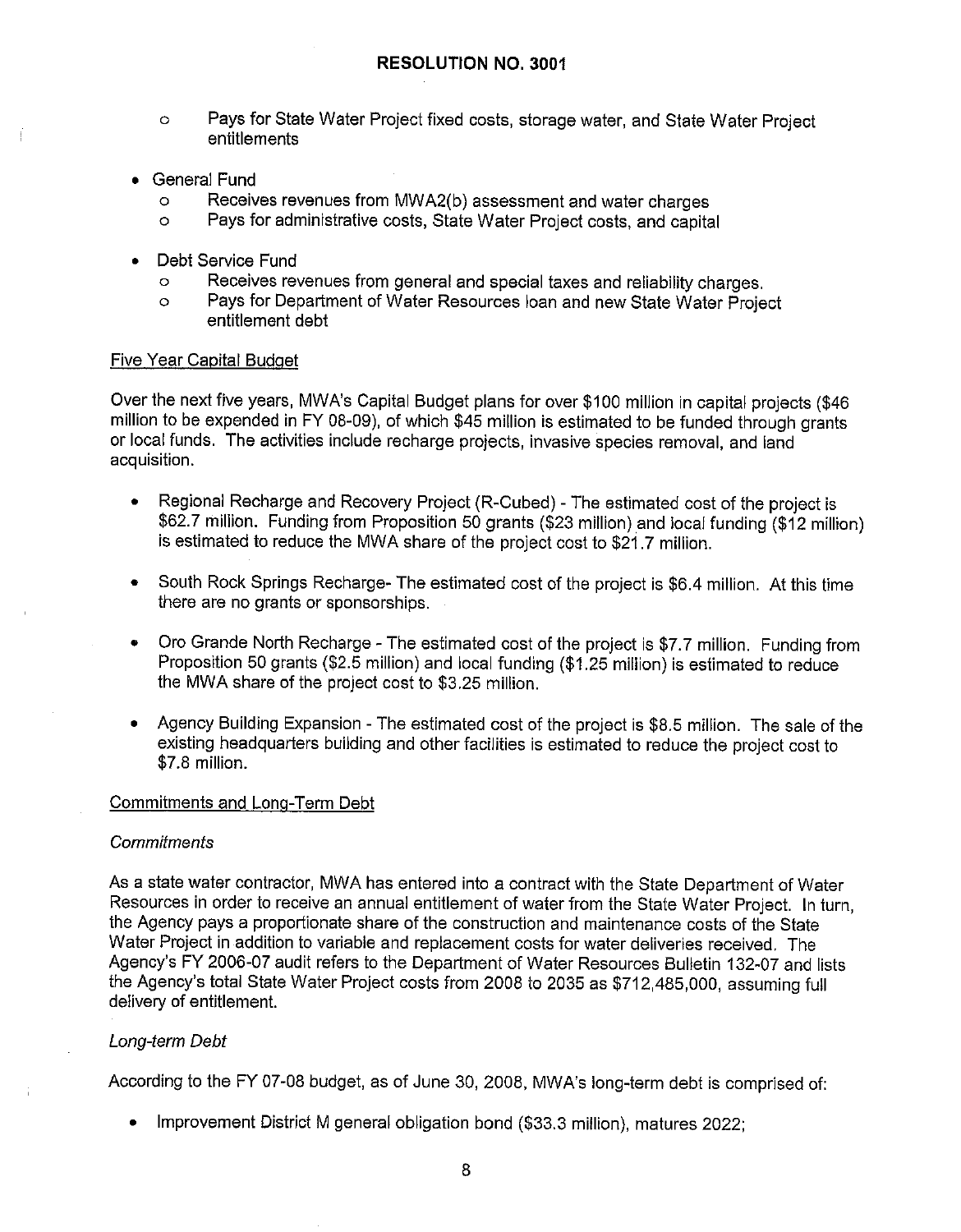- Pays for State Water Project fixed costs, storage water, and State Water Project entitlements

- General Fund
  - Receives revenues from MWA2(b) assessment and water charges
  - Pays for administrative costs, State Water Project costs, and capital

- Debt Service Fund
  - Receives revenues from general and special taxes and reliability charges.
  - Pays for Department of Water Resources loan and new State Water Project entitlement debt

Five Year Capital Budget

Over the next five years, MWA's Capital Budget plans for over $100 million in capital projects ($46 million to be expended in FY 08-09), of which $45 million is estimated to be funded through grants or local funds. The activities include recharge projects, invasive species removal, and land acquisition.

- Regional Recharge and Recovery Project (R-Cubed) - The estimated cost of the project is $62.7 million. Funding from Proposition 50 grants ($23 million) and local funding ($12 million) is estimated to reduce the MWA share of the project cost to $21.7 million.

- South Rock Springs Recharge- The estimated cost of the project is $6.4 million. At this time there are no grants or sponsorships.

- Oro Grande North Recharge - The estimated cost of the project is $7.7 million. Funding from Proposition 50 grants ($2.5 million) and local funding ($1.25 million) is estimated to reduce the MWA share of the project cost to $3.25 million.

- Agency Building Expansion - The estimated cost of the project is $8.5 million. The sale of the existing headquarters building and other facilities is estimated to reduce the project cost to $7.8 million.

Commitments and Long-Term Debt

*Commitments*

As a state water contractor, MWA has entered into a contract with the State Department of Water Resources in order to receive an annual entitlement of water from the State Water Project. In turn, the Agency pays a proportionate share of the construction and maintenance costs of the State Water Project in addition to variable and replacement costs for water deliveries received. The Agency's FY 2006-07 audit refers to the Department of Water Resources Bulletin 132-07 and lists the Agency's total State Water Project costs from 2008 to 2035 as $712,485,000, assuming full delivery of entitlement.

*Long-term Debt*

According to the FY 07-08 budget, as of June 30, 2008, MWA's long-term debt is comprised of:

- Improvement District M general obligation bond ($33.3 million), matures 2022;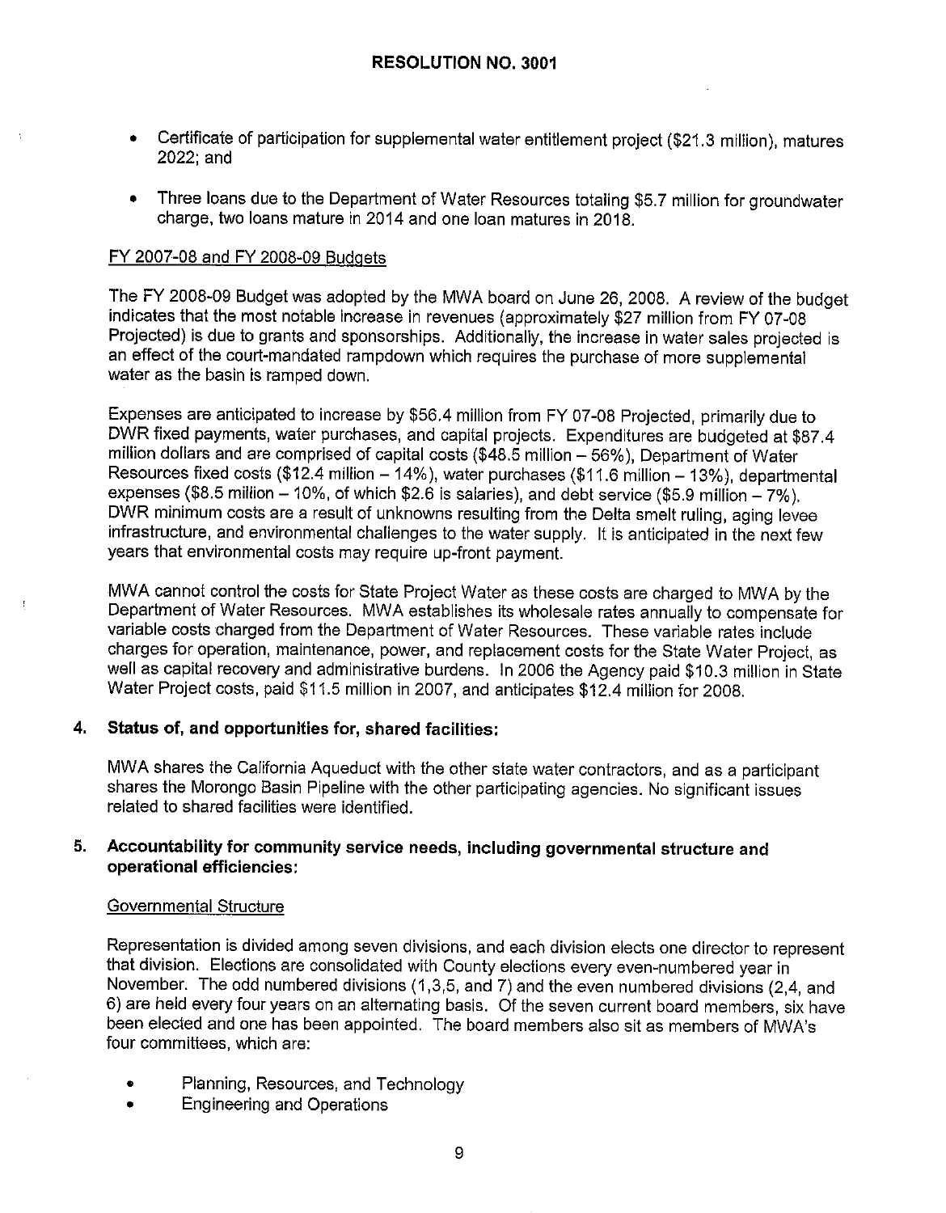# RESOLUTION NO. 3001

- Certificate of participation for supplemental water entitlement project ($21.3 million), matures 2022; and
- Three loans due to the Department of Water Resources totaling $5.7 million for groundwater charge, two loans mature in 2014 and one loan matures in 2018.

FY 2007-08 and FY 2008-09 Budgets

The FY 2008-09 Budget was adopted by the MWA board on June 26, 2008. A review of the budget indicates that the most notable increase in revenues (approximately $27 million from FY 07-08 Projected) is due to grants and sponsorships. Additionally, the increase in water sales projected is an effect of the court-mandated rampdown which requires the purchase of more supplemental water as the basin is ramped down.

Expenses are anticipated to increase by $56.4 million from FY 07-08 Projected, primarily due to DWR fixed payments, water purchases, and capital projects. Expenditures are budgeted at $87.4 million dollars and are comprised of capital costs ($48.5 million – 56%), Department of Water Resources fixed costs ($12.4 million – 14%), water purchases ($11.6 million – 13%), departmental expenses ($8.5 million – 10%, of which $2.6 is salaries), and debt service ($5.9 million – 7%). DWR minimum costs are a result of unknowns resulting from the Delta smelt ruling, aging levee infrastructure, and environmental challenges to the water supply. It is anticipated in the next few years that environmental costs may require up-front payment.

MWA cannot control the costs for State Project Water as these costs are charged to MWA by the Department of Water Resources. MWA establishes its wholesale rates annually to compensate for variable costs charged from the Department of Water Resources. These variable rates include charges for operation, maintenance, power, and replacement costs for the State Water Project, as well as capital recovery and administrative burdens. In 2006 the Agency paid $10.3 million in State Water Project costs, paid $11.5 million in 2007, and anticipates $12.4 million for 2008.

**4. Status of, and opportunities for, shared facilities:**

MWA shares the California Aqueduct with the other state water contractors, and as a participant shares the Morongo Basin Pipeline with the other participating agencies. No significant issues related to shared facilities were identified.

**5. Accountability for community service needs, including governmental structure and operational efficiencies:**

Governmental Structure

Representation is divided among seven divisions, and each division elects one director to represent that division. Elections are consolidated with County elections every even-numbered year in November. The odd numbered divisions (1,3,5, and 7) and the even numbered divisions (2,4, and 6) are held every four years on an alternating basis. Of the seven current board members, six have been elected and one has been appointed. The board members also sit as members of MWA's four committees, which are:

- Planning, Resources, and Technology
- Engineering and Operations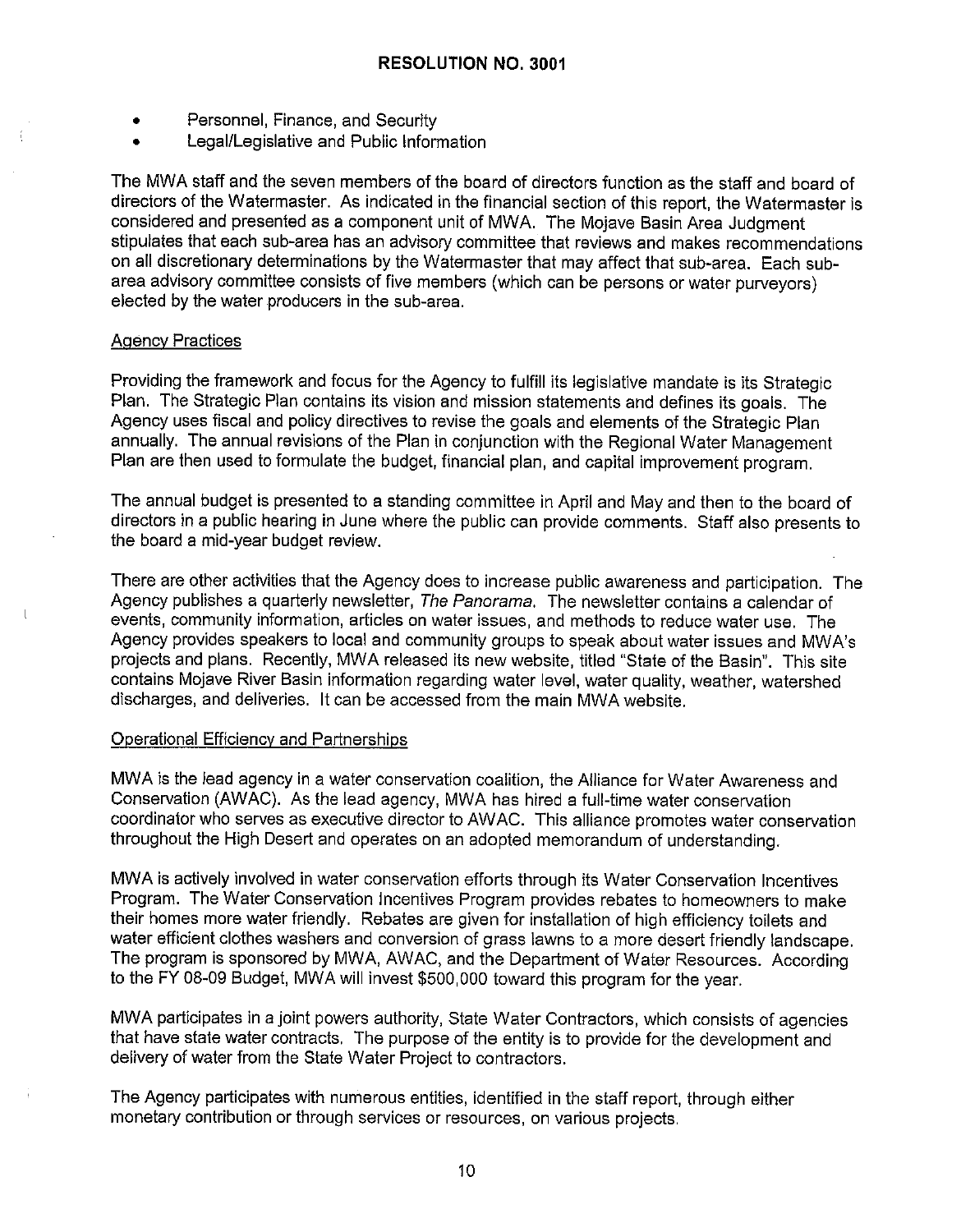- Personnel, Finance, and Security
- Legal/Legislative and Public Information

The MWA staff and the seven members of the board of directors function as the staff and board of directors of the Watermaster. As indicated in the financial section of this report, the Watermaster is considered and presented as a component unit of MWA. The Mojave Basin Area Judgment stipulates that each sub-area has an advisory committee that reviews and makes recommendations on all discretionary determinations by the Watermaster that may affect that sub-area. Each sub-area advisory committee consists of five members (which can be persons or water purveyors) elected by the water producers in the sub-area.

Agency Practices

Providing the framework and focus for the Agency to fulfill its legislative mandate is its Strategic Plan. The Strategic Plan contains its vision and mission statements and defines its goals. The Agency uses fiscal and policy directives to revise the goals and elements of the Strategic Plan annually. The annual revisions of the Plan in conjunction with the Regional Water Management Plan are then used to formulate the budget, financial plan, and capital improvement program.

The annual budget is presented to a standing committee in April and May and then to the board of directors in a public hearing in June where the public can provide comments. Staff also presents to the board a mid-year budget review.

There are other activities that the Agency does to increase public awareness and participation. The Agency publishes a quarterly newsletter, *The Panorama*. The newsletter contains a calendar of events, community information, articles on water issues, and methods to reduce water use. The Agency provides speakers to local and community groups to speak about water issues and MWA's projects and plans. Recently, MWA released its new website, titled "State of the Basin". This site contains Mojave River Basin information regarding water level, water quality, weather, watershed discharges, and deliveries. It can be accessed from the main MWA website.

Operational Efficiency and Partnerships

MWA is the lead agency in a water conservation coalition, the Alliance for Water Awareness and Conservation (AWAC). As the lead agency, MWA has hired a full-time water conservation coordinator who serves as executive director to AWAC. This alliance promotes water conservation throughout the High Desert and operates on an adopted memorandum of understanding.

MWA is actively involved in water conservation efforts through its Water Conservation Incentives Program. The Water Conservation Incentives Program provides rebates to homeowners to make their homes more water friendly. Rebates are given for installation of high efficiency toilets and water efficient clothes washers and conversion of grass lawns to a more desert friendly landscape. The program is sponsored by MWA, AWAC, and the Department of Water Resources. According to the FY 08-09 Budget, MWA will invest $500,000 toward this program for the year.

MWA participates in a joint powers authority, State Water Contractors, which consists of agencies that have state water contracts. The purpose of the entity is to provide for the development and delivery of water from the State Water Project to contractors.

The Agency participates with numerous entities, identified in the staff report, through either monetary contribution or through services or resources, on various projects.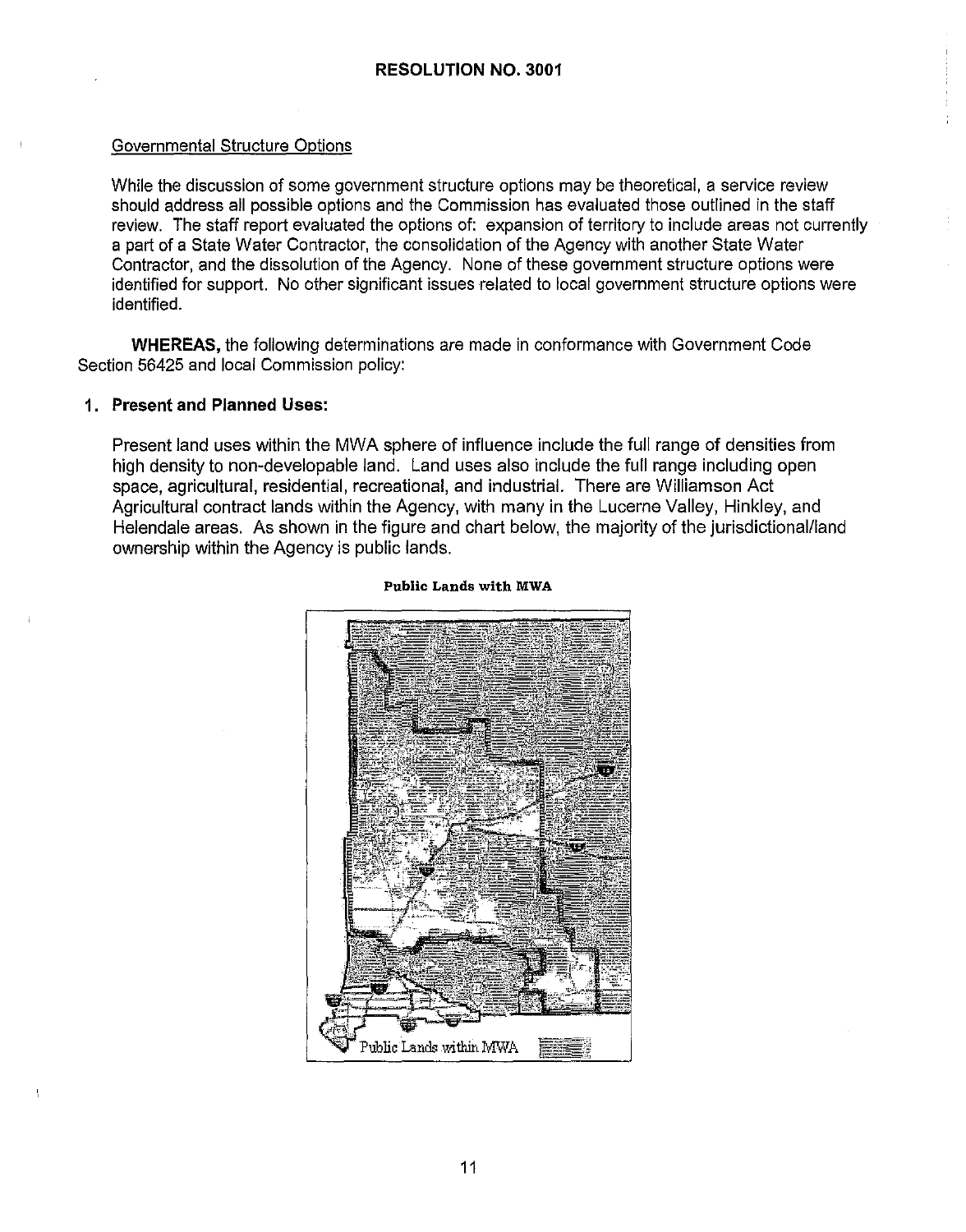**RESOLUTION NO. 3001**

Governmental Structure Options

While the discussion of some government structure options may be theoretical, a service review should address all possible options and the Commission has evaluated those outlined in the staff review. The staff report evaluated the options of: expansion of territory to include areas not currently a part of a State Water Contractor, the consolidation of the Agency with another State Water Contractor, and the dissolution of the Agency. None of these government structure options were identified for support. No other significant issues related to local government structure options were identified.

**WHEREAS,** the following determinations are made in conformance with Government Code Section 56425 and local Commission policy:

**1. Present and Planned Uses:**

Present land uses within the MWA sphere of influence include the full range of densities from high density to non-developable land. Land uses also include the full range including open space, agricultural, residential, recreational, and industrial. There are Williamson Act Agricultural contract lands within the Agency, with many in the Lucerne Valley, Hinkley, and Helendale areas. As shown in the figure and chart below, the majority of the jurisdictional/land ownership within the Agency is public lands.

**Public Lands with MWA**

Public Lands within MWA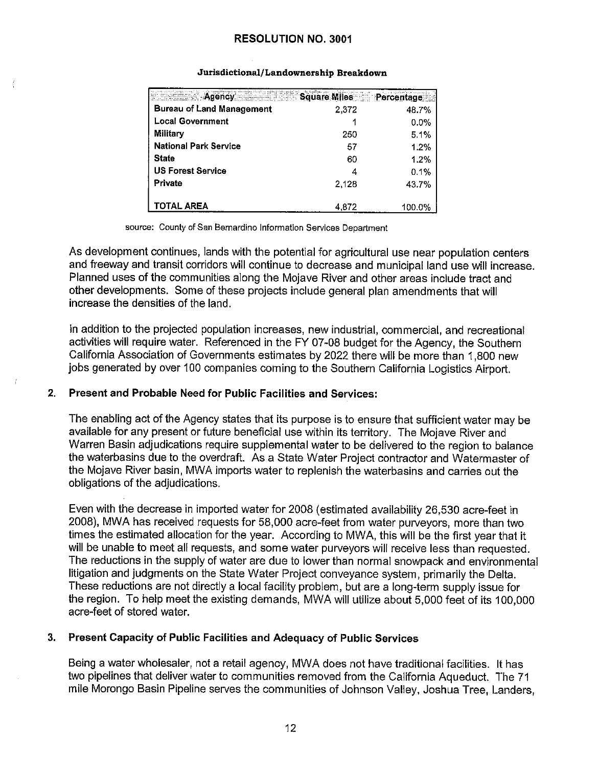# RESOLUTION NO. 3001

**Jurisdictional/Landownership Breakdown**

| Agency | Square Miles | Percentage |
|---|---|---|
| **Bureau of Land Management** | 2,372 | 48.7% |
| **Local Government** | 1 | 0.0% |
| **Military** | 250 | 5.1% |
| **National Park Service** | 57 | 1.2% |
| **State** | 60 | 1.2% |
| **US Forest Service** | 4 | 0.1% |
| **Private** | 2,128 | 43.7% |
| **TOTAL AREA** | 4,872 | 100.0% |

source: County of San Bernardino Information Services Department

As development continues, lands with the potential for agricultural use near population centers and freeway and transit corridors will continue to decrease and municipal land use will increase. Planned uses of the communities along the Mojave River and other areas include tract and other developments. Some of these projects include general plan amendments that will increase the densities of the land.

In addition to the projected population increases, new industrial, commercial, and recreational activities will require water. Referenced in the FY 07-08 budget for the Agency, the Southern California Association of Governments estimates by 2022 there will be more than 1,800 new jobs generated by over 100 companies coming to the Southern California Logistics Airport.

## 2. Present and Probable Need for Public Facilities and Services:

The enabling act of the Agency states that its purpose is to ensure that sufficient water may be available for any present or future beneficial use within its territory. The Mojave River and Warren Basin adjudications require supplemental water to be delivered to the region to balance the waterbasins due to the overdraft. As a State Water Project contractor and Watermaster of the Mojave River basin, MWA imports water to replenish the waterbasins and carries out the obligations of the adjudications.

Even with the decrease in imported water for 2008 (estimated availability 26,530 acre-feet in 2008), MWA has received requests for 58,000 acre-feet from water purveyors, more than two times the estimated allocation for the year. According to MWA, this will be the first year that it will be unable to meet all requests, and some water purveyors will receive less than requested. The reductions in the supply of water are due to lower than normal snowpack and environmental litigation and judgments on the State Water Project conveyance system, primarily the Delta. These reductions are not directly a local facility problem, but are a long-term supply issue for the region. To help meet the existing demands, MWA will utilize about 5,000 feet of its 100,000 acre-feet of stored water.

## 3. Present Capacity of Public Facilities and Adequacy of Public Services

Being a water wholesaler, not a retail agency, MWA does not have traditional facilities. It has two pipelines that deliver water to communities removed from the California Aqueduct. The 71 mile Morongo Basin Pipeline serves the communities of Johnson Valley, Joshua Tree, Landers,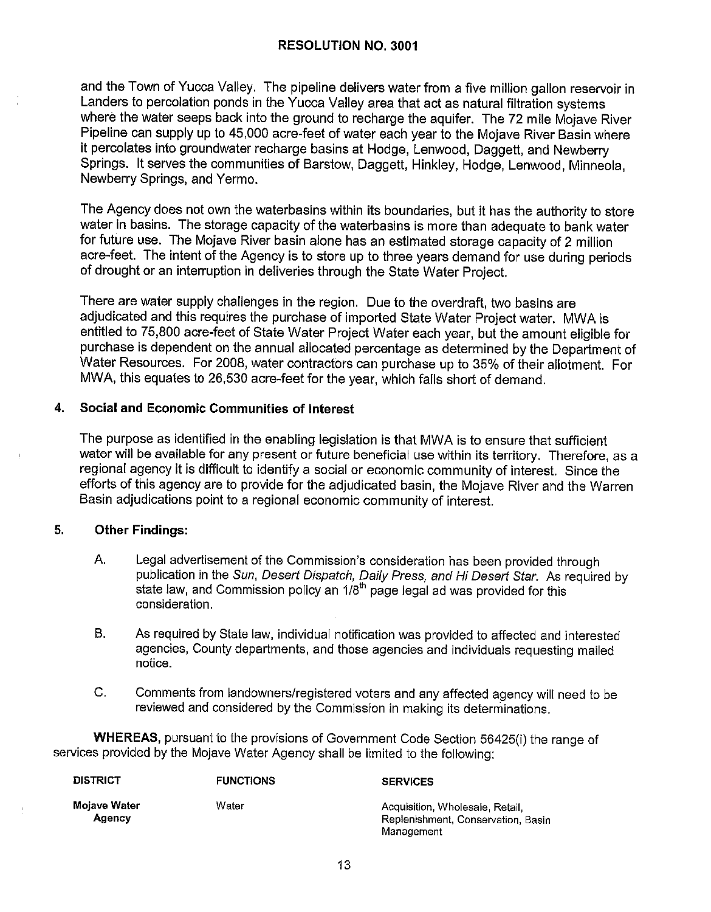and the Town of Yucca Valley. The pipeline delivers water from a five million gallon reservoir in Landers to percolation ponds in the Yucca Valley area that act as natural filtration systems where the water seeps back into the ground to recharge the aquifer. The 72 mile Mojave River Pipeline can supply up to 45,000 acre-feet of water each year to the Mojave River Basin where it percolates into groundwater recharge basins at Hodge, Lenwood, Daggett, and Newberry Springs. It serves the communities of Barstow, Daggett, Hinkley, Hodge, Lenwood, Minneola, Newberry Springs, and Yermo.

The Agency does not own the waterbasins within its boundaries, but it has the authority to store water in basins. The storage capacity of the waterbasins is more than adequate to bank water for future use. The Mojave River basin alone has an estimated storage capacity of 2 million acre-feet. The intent of the Agency is to store up to three years demand for use during periods of drought or an interruption in deliveries through the State Water Project.

There are water supply challenges in the region. Due to the overdraft, two basins are adjudicated and this requires the purchase of imported State Water Project water. MWA is entitled to 75,800 acre-feet of State Water Project Water each year, but the amount eligible for purchase is dependent on the annual allocated percentage as determined by the Department of Water Resources. For 2008, water contractors can purchase up to 35% of their allotment. For MWA, this equates to 26,530 acre-feet for the year, which falls short of demand.

## 4. Social and Economic Communities of Interest

The purpose as identified in the enabling legislation is that MWA is to ensure that sufficient water will be available for any present or future beneficial use within its territory. Therefore, as a regional agency it is difficult to identify a social or economic community of interest. Since the efforts of this agency are to provide for the adjudicated basin, the Mojave River and the Warren Basin adjudications point to a regional economic community of interest.

## 5. Other Findings:

A. Legal advertisement of the Commission's consideration has been provided through publication in the *Sun, Desert Dispatch, Daily Press, and Hi Desert Star.* As required by state law, and Commission policy an 1/8th page legal ad was provided for this consideration.

B. As required by State law, individual notification was provided to affected and interested agencies, County departments, and those agencies and individuals requesting mailed notice.

C. Comments from landowners/registered voters and any affected agency will need to be reviewed and considered by the Commission in making its determinations.

**WHEREAS,** pursuant to the provisions of Government Code Section 56425(i) the range of services provided by the Mojave Water Agency shall be limited to the following:

| DISTRICT | FUNCTIONS | SERVICES |
|---|---|---|
| **Mojave Water Agency** | Water | Acquisition, Wholesale, Retail, Replenishment, Conservation, Basin Management |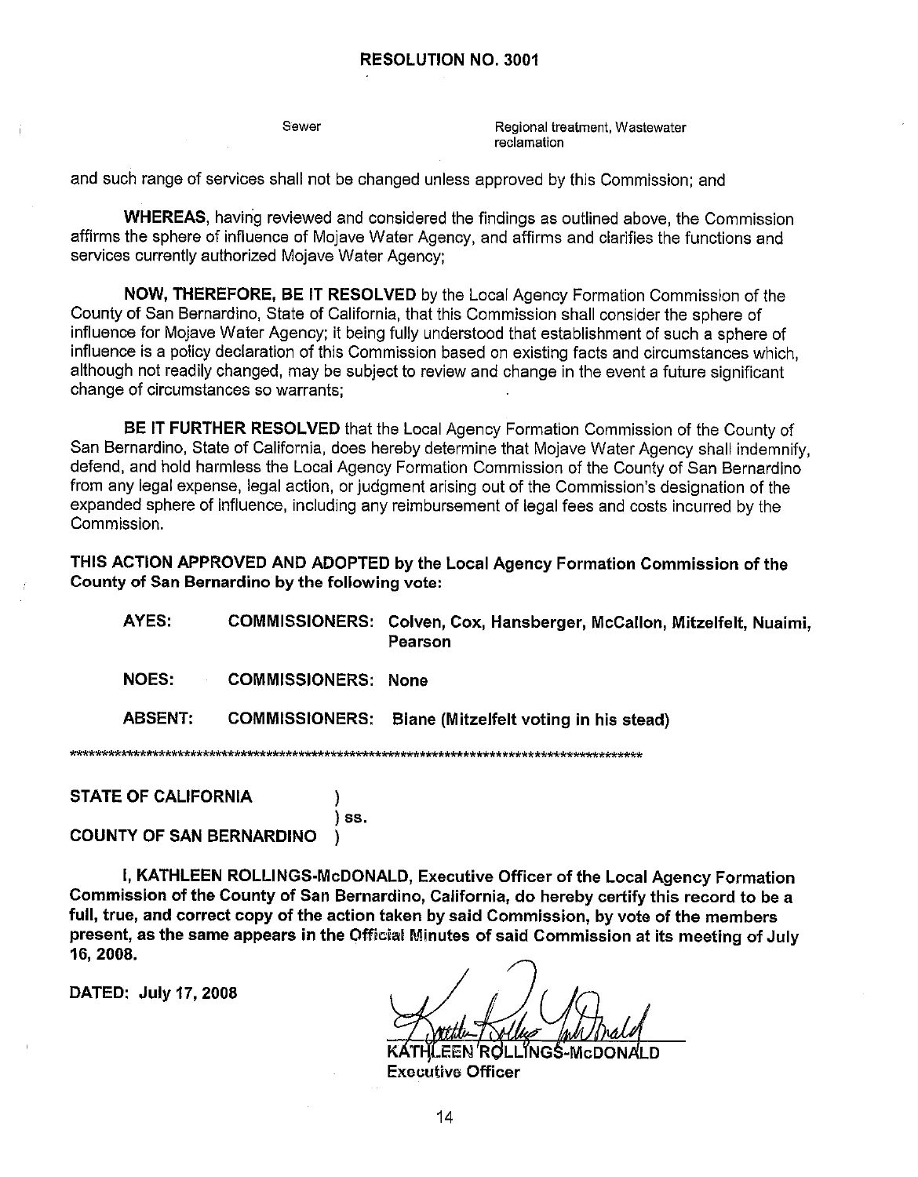## RESOLUTION NO. 3001

| | |
|---|---|
| Sewer | Regional treatment, Wastewater reclamation |

and such range of services shall not be changed unless approved by this Commission; and

**WHEREAS**, having reviewed and considered the findings as outlined above, the Commission affirms the sphere of influence of Mojave Water Agency, and affirms and clarifies the functions and services currently authorized Mojave Water Agency;

**NOW, THEREFORE, BE IT RESOLVED** by the Local Agency Formation Commission of the County of San Bernardino, State of California, that this Commission shall consider the sphere of influence for Mojave Water Agency; it being fully understood that establishment of such a sphere of influence is a policy declaration of this Commission based on existing facts and circumstances which, although not readily changed, may be subject to review and change in the event a future significant change of circumstances so warrants;

**BE IT FURTHER RESOLVED** that the Local Agency Formation Commission of the County of San Bernardino, State of California, does hereby determine that Mojave Water Agency shall indemnify, defend, and hold harmless the Local Agency Formation Commission of the County of San Bernardino from any legal expense, legal action, or judgment arising out of the Commission's designation of the expanded sphere of influence, including any reimbursement of legal fees and costs incurred by the Commission.

**THIS ACTION APPROVED AND ADOPTED by the Local Agency Formation Commission of the County of San Bernardino by the following vote:**

| | | |
|---|---|---|
| **AYES:** | **COMMISSIONERS:** | **Colven, Cox, Hansberger, McCallon, Mitzelfelt, Nuaimi, Pearson** |
| **NOES:** | **COMMISSIONERS:** | **None** |
| **ABSENT:** | **COMMISSIONERS:** | **Biane (Mitzelfelt voting in his stead)** |

************************************************************************************************

**STATE OF CALIFORNIA )**
**) ss.**
**COUNTY OF SAN BERNARDINO )**

**I, KATHLEEN ROLLINGS-McDONALD, Executive Officer of the Local Agency Formation Commission of the County of San Bernardino, California, do hereby certify this record to be a full, true, and correct copy of the action taken by said Commission, by vote of the members present, as the same appears in the Official Minutes of said Commission at its meeting of July 16, 2008.**

**DATED: July 17, 2008**

KATHLEEN ROLLINGS-McDONALD
**Executive Officer**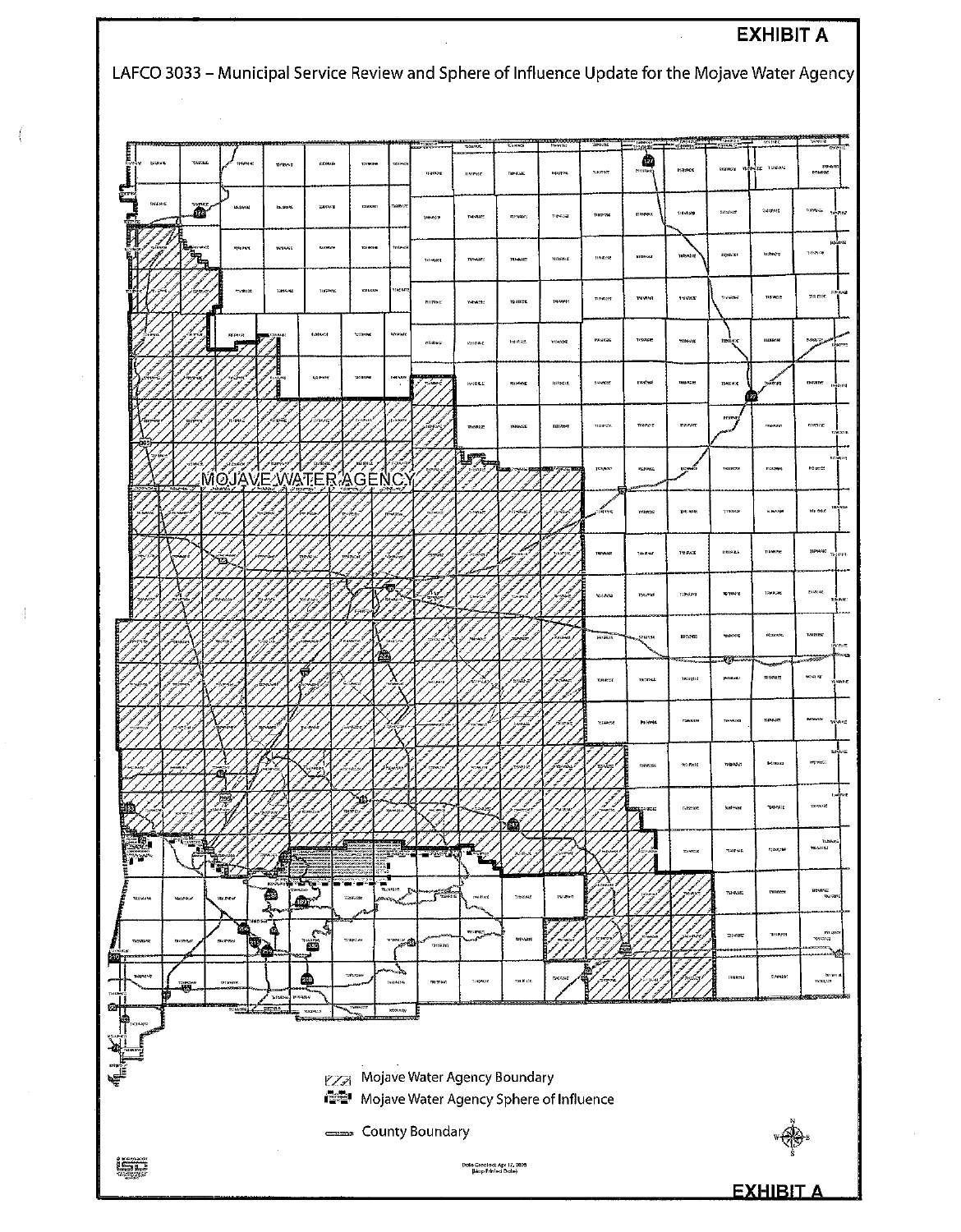**EXHIBIT A**

LAFCO 3033 – Municipal Service Review and Sphere of Influence Update for the Mojave Water Agency

MOJAVE WATER AGENCY

Mojave Water Agency Boundary

Mojave Water Agency Sphere of Influence

County Boundary

**EXHIBIT A**